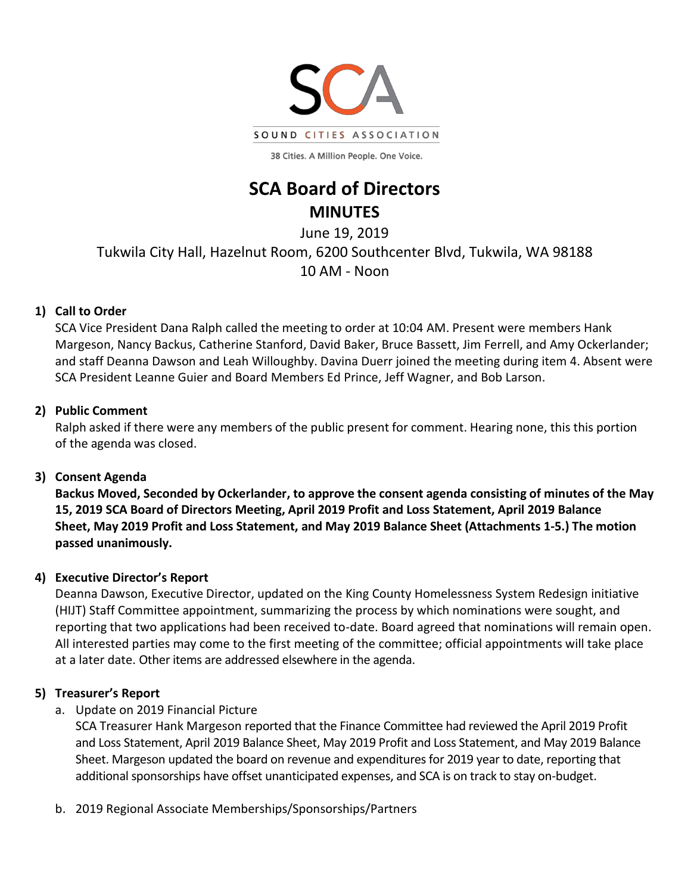SOUND CITIES ASSOCIATION

38 Cities. A Million People. One Voice.

# SCA Board of Directors

## MINUTES

June 19, 2019

Tukwila City Hall, Hazelnut Room, 6200 Southcenter Blvd, Tukwila, WA 98188

10 AM - Noon

### 1) Call to Order

SCA Vice President Dana Ralph called the meeting to order at 10:04 AM. Present were members Hank Margeson, Nancy Backus, Catherine Stanford, David Baker, Bruce Bassett, Jim Ferrell, and Amy Ockerlander; and staff Deanna Dawson and Leah Willoughby. Davina Duerr joined the meeting during item 4. Absent were SCA President Leanne Guier and Board Members Ed Prince, Jeff Wagner, and Bob Larson.

### 2) Public Comment

Ralph asked if there were any members of the public present for comment. Hearing none, this this portion of the agenda was closed.

### 3) Consent Agenda

**Backus Moved, Seconded by Ockerlander, to approve the consent agenda consisting of minutes of the May 15, 2019 SCA Board of Directors Meeting, April 2019 Profit and Loss Statement, April 2019 Balance Sheet, May 2019 Profit and Loss Statement, and May 2019 Balance Sheet (Attachments 1-5.) The motion passed unanimously.**

### 4) Executive Director's Report

Deanna Dawson, Executive Director, updated on the King County Homelessness System Redesign initiative (HIJT) Staff Committee appointment, summarizing the process by which nominations were sought, and reporting that two applications had been received to-date. Board agreed that nominations will remain open. All interested parties may come to the first meeting of the committee; official appointments will take place at a later date. Other items are addressed elsewhere in the agenda.

### 5) Treasurer's Report

a. Update on 2019 Financial Picture

SCA Treasurer Hank Margeson reported that the Finance Committee had reviewed the April 2019 Profit and Loss Statement, April 2019 Balance Sheet, May 2019 Profit and Loss Statement, and May 2019 Balance Sheet. Margeson updated the board on revenue and expenditures for 2019 year to date, reporting that additional sponsorships have offset unanticipated expenses, and SCA is on track to stay on-budget.

b. 2019 Regional Associate Memberships/Sponsorships/Partners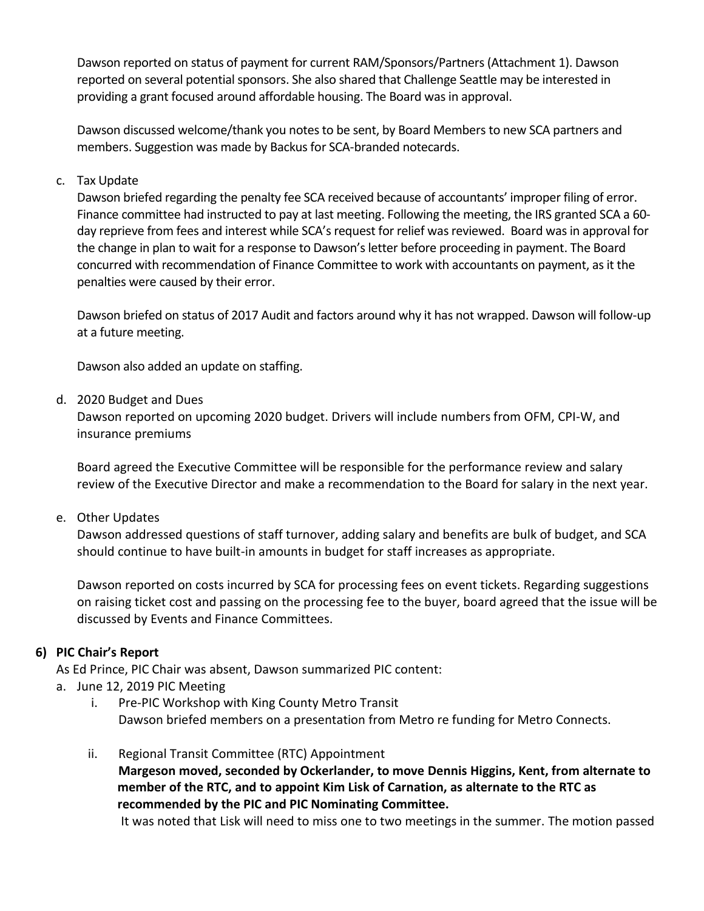Dawson reported on status of payment for current RAM/Sponsors/Partners (Attachment 1). Dawson reported on several potential sponsors. She also shared that Challenge Seattle may be interested in providing a grant focused around affordable housing. The Board was in approval.

Dawson discussed welcome/thank you notes to be sent, by Board Members to new SCA partners and members. Suggestion was made by Backus for SCA-branded notecards.

c. Tax Update

Dawson briefed regarding the penalty fee SCA received because of accountants' improper filing of error. Finance committee had instructed to pay at last meeting. Following the meeting, the IRS granted SCA a 60-day reprieve from fees and interest while SCA's request for relief was reviewed. Board was in approval for the change in plan to wait for a response to Dawson's letter before proceeding in payment. The Board concurred with recommendation of Finance Committee to work with accountants on payment, as it the penalties were caused by their error.

Dawson briefed on status of 2017 Audit and factors around why it has not wrapped. Dawson will follow-up at a future meeting.

Dawson also added an update on staffing.

d. 2020 Budget and Dues

Dawson reported on upcoming 2020 budget. Drivers will include numbers from OFM, CPI-W, and insurance premiums

Board agreed the Executive Committee will be responsible for the performance review and salary review of the Executive Director and make a recommendation to the Board for salary in the next year.

e. Other Updates

Dawson addressed questions of staff turnover, adding salary and benefits are bulk of budget, and SCA should continue to have built-in amounts in budget for staff increases as appropriate.

Dawson reported on costs incurred by SCA for processing fees on event tickets. Regarding suggestions on raising ticket cost and passing on the processing fee to the buyer, board agreed that the issue will be discussed by Events and Finance Committees.

**6) PIC Chair's Report**

As Ed Prince, PIC Chair was absent, Dawson summarized PIC content:

a. June 12, 2019 PIC Meeting

i. Pre-PIC Workshop with King County Metro Transit
Dawson briefed members on a presentation from Metro re funding for Metro Connects.

ii. Regional Transit Committee (RTC) Appointment
**Margeson moved, seconded by Ockerlander, to move Dennis Higgins, Kent, from alternate to member of the RTC, and to appoint Kim Lisk of Carnation, as alternate to the RTC as recommended by the PIC and PIC Nominating Committee.**
It was noted that Lisk will need to miss one to two meetings in the summer. The motion passed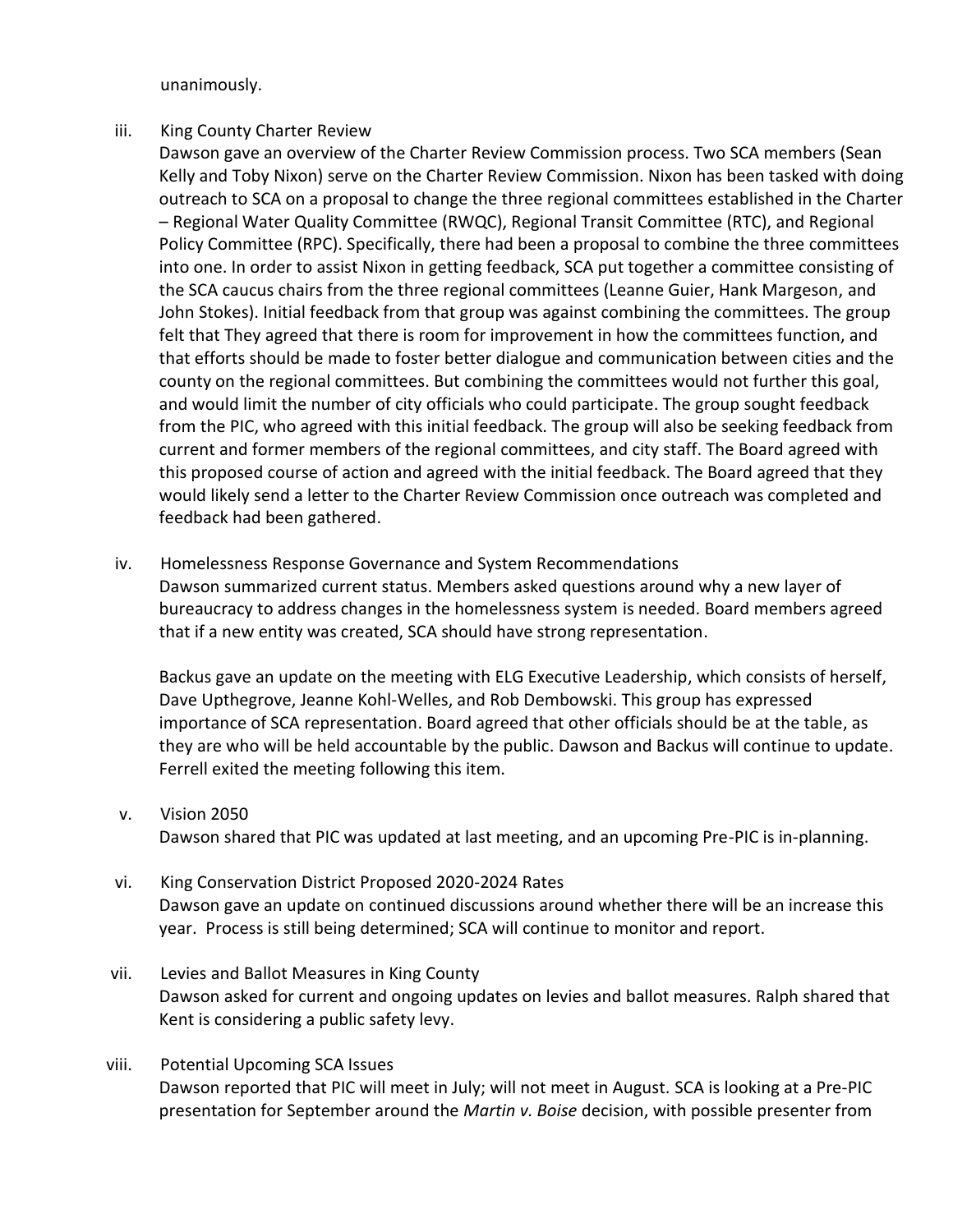unanimously.

iii. King County Charter Review

Dawson gave an overview of the Charter Review Commission process. Two SCA members (Sean Kelly and Toby Nixon) serve on the Charter Review Commission. Nixon has been tasked with doing outreach to SCA on a proposal to change the three regional committees established in the Charter – Regional Water Quality Committee (RWQC), Regional Transit Committee (RTC), and Regional Policy Committee (RPC). Specifically, there had been a proposal to combine the three committees into one. In order to assist Nixon in getting feedback, SCA put together a committee consisting of the SCA caucus chairs from the three regional committees (Leanne Guier, Hank Margeson, and John Stokes). Initial feedback from that group was against combining the committees. The group felt that They agreed that there is room for improvement in how the committees function, and that efforts should be made to foster better dialogue and communication between cities and the county on the regional committees. But combining the committees would not further this goal, and would limit the number of city officials who could participate. The group sought feedback from the PIC, who agreed with this initial feedback. The group will also be seeking feedback from current and former members of the regional committees, and city staff. The Board agreed with this proposed course of action and agreed with the initial feedback. The Board agreed that they would likely send a letter to the Charter Review Commission once outreach was completed and feedback had been gathered.

iv. Homelessness Response Governance and System Recommendations

Dawson summarized current status. Members asked questions around why a new layer of bureaucracy to address changes in the homelessness system is needed. Board members agreed that if a new entity was created, SCA should have strong representation.

Backus gave an update on the meeting with ELG Executive Leadership, which consists of herself, Dave Upthegrove, Jeanne Kohl-Welles, and Rob Dembowski. This group has expressed importance of SCA representation. Board agreed that other officials should be at the table, as they are who will be held accountable by the public. Dawson and Backus will continue to update. Ferrell exited the meeting following this item.

v. Vision 2050

Dawson shared that PIC was updated at last meeting, and an upcoming Pre-PIC is in-planning.

vi. King Conservation District Proposed 2020-2024 Rates

Dawson gave an update on continued discussions around whether there will be an increase this year. Process is still being determined; SCA will continue to monitor and report.

vii. Levies and Ballot Measures in King County

Dawson asked for current and ongoing updates on levies and ballot measures. Ralph shared that Kent is considering a public safety levy.

viii. Potential Upcoming SCA Issues

Dawson reported that PIC will meet in July; will not meet in August. SCA is looking at a Pre-PIC presentation for September around the *Martin v. Boise* decision, with possible presenter from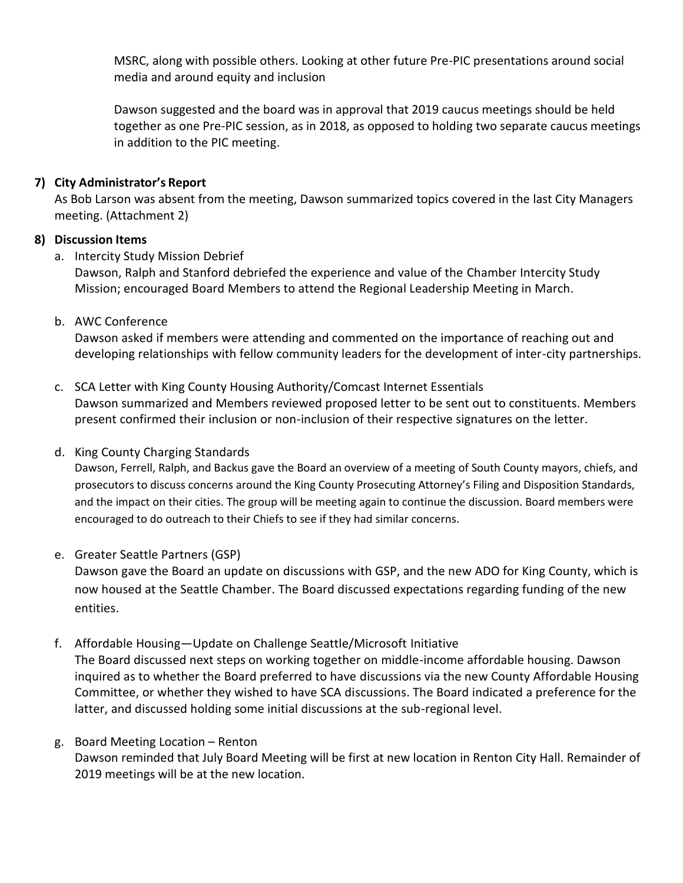MSRC, along with possible others. Looking at other future Pre-PIC presentations around social media and around equity and inclusion

Dawson suggested and the board was in approval that 2019 caucus meetings should be held together as one Pre-PIC session, as in 2018, as opposed to holding two separate caucus meetings in addition to the PIC meeting.

**7) City Administrator's Report**

As Bob Larson was absent from the meeting, Dawson summarized topics covered in the last City Managers meeting. (Attachment 2)

**8) Discussion Items**

a. Intercity Study Mission Debrief
   Dawson, Ralph and Stanford debriefed the experience and value of the Chamber Intercity Study Mission; encouraged Board Members to attend the Regional Leadership Meeting in March.

b. AWC Conference
   Dawson asked if members were attending and commented on the importance of reaching out and developing relationships with fellow community leaders for the development of inter-city partnerships.

c. SCA Letter with King County Housing Authority/Comcast Internet Essentials
   Dawson summarized and Members reviewed proposed letter to be sent out to constituents. Members present confirmed their inclusion or non-inclusion of their respective signatures on the letter.

d. King County Charging Standards
   Dawson, Ferrell, Ralph, and Backus gave the Board an overview of a meeting of South County mayors, chiefs, and prosecutors to discuss concerns around the King County Prosecuting Attorney's Filing and Disposition Standards, and the impact on their cities. The group will be meeting again to continue the discussion. Board members were encouraged to do outreach to their Chiefs to see if they had similar concerns.

e. Greater Seattle Partners (GSP)
   Dawson gave the Board an update on discussions with GSP, and the new ADO for King County, which is now housed at the Seattle Chamber. The Board discussed expectations regarding funding of the new entities.

f. Affordable Housing—Update on Challenge Seattle/Microsoft Initiative
   The Board discussed next steps on working together on middle-income affordable housing. Dawson inquired as to whether the Board preferred to have discussions via the new County Affordable Housing Committee, or whether they wished to have SCA discussions. The Board indicated a preference for the latter, and discussed holding some initial discussions at the sub-regional level.

g. Board Meeting Location – Renton
   Dawson reminded that July Board Meeting will be first at new location in Renton City Hall. Remainder of 2019 meetings will be at the new location.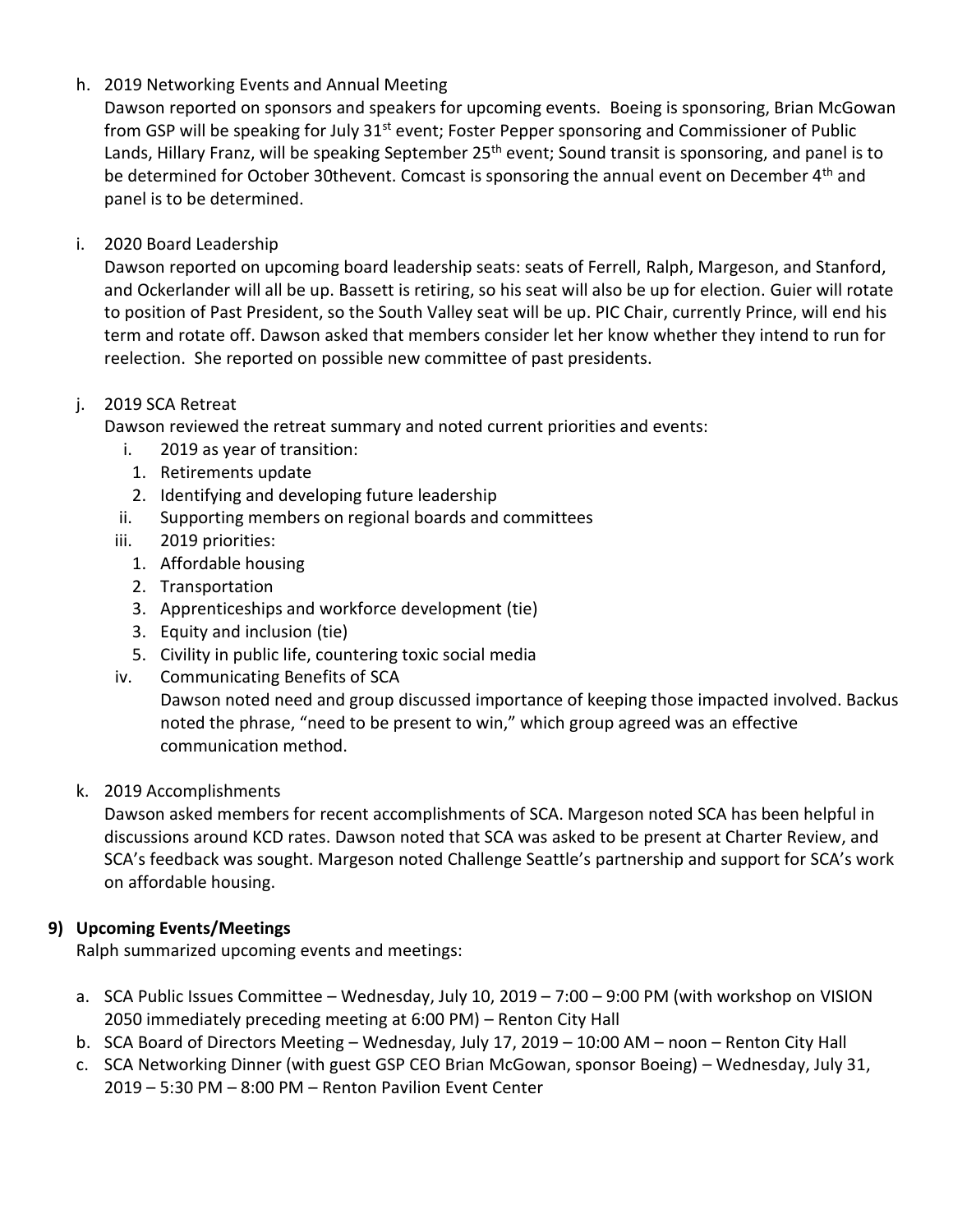h. 2019 Networking Events and Annual Meeting

   Dawson reported on sponsors and speakers for upcoming events. Boeing is sponsoring, Brian McGowan from GSP will be speaking for July 31st event; Foster Pepper sponsoring and Commissioner of Public Lands, Hillary Franz, will be speaking September 25th event; Sound transit is sponsoring, and panel is to be determined for October 30thevent. Comcast is sponsoring the annual event on December 4th and panel is to be determined.

i. 2020 Board Leadership

   Dawson reported on upcoming board leadership seats: seats of Ferrell, Ralph, Margeson, and Stanford, and Ockerlander will all be up. Bassett is retiring, so his seat will also be up for election. Guier will rotate to position of Past President, so the South Valley seat will be up. PIC Chair, currently Prince, will end his term and rotate off. Dawson asked that members consider let her know whether they intend to run for reelection. She reported on possible new committee of past presidents.

j. 2019 SCA Retreat

   Dawson reviewed the retreat summary and noted current priorities and events:

   i. 2019 as year of transition:
      1. Retirements update
      2. Identifying and developing future leadership
   ii. Supporting members on regional boards and committees
   iii. 2019 priorities:
      1. Affordable housing
      2. Transportation
      3. Apprenticeships and workforce development (tie)
      3. Equity and inclusion (tie)
      5. Civility in public life, countering toxic social media
   iv. Communicating Benefits of SCA

      Dawson noted need and group discussed importance of keeping those impacted involved. Backus noted the phrase, "need to be present to win," which group agreed was an effective communication method.

k. 2019 Accomplishments

   Dawson asked members for recent accomplishments of SCA. Margeson noted SCA has been helpful in discussions around KCD rates. Dawson noted that SCA was asked to be present at Charter Review, and SCA's feedback was sought. Margeson noted Challenge Seattle's partnership and support for SCA's work on affordable housing.

**9) Upcoming Events/Meetings**

Ralph summarized upcoming events and meetings:

a. SCA Public Issues Committee – Wednesday, July 10, 2019 – 7:00 – 9:00 PM (with workshop on VISION 2050 immediately preceding meeting at 6:00 PM) – Renton City Hall
b. SCA Board of Directors Meeting – Wednesday, July 17, 2019 – 10:00 AM – noon – Renton City Hall
c. SCA Networking Dinner (with guest GSP CEO Brian McGowan, sponsor Boeing) – Wednesday, July 31, 2019 – 5:30 PM – 8:00 PM – Renton Pavilion Event Center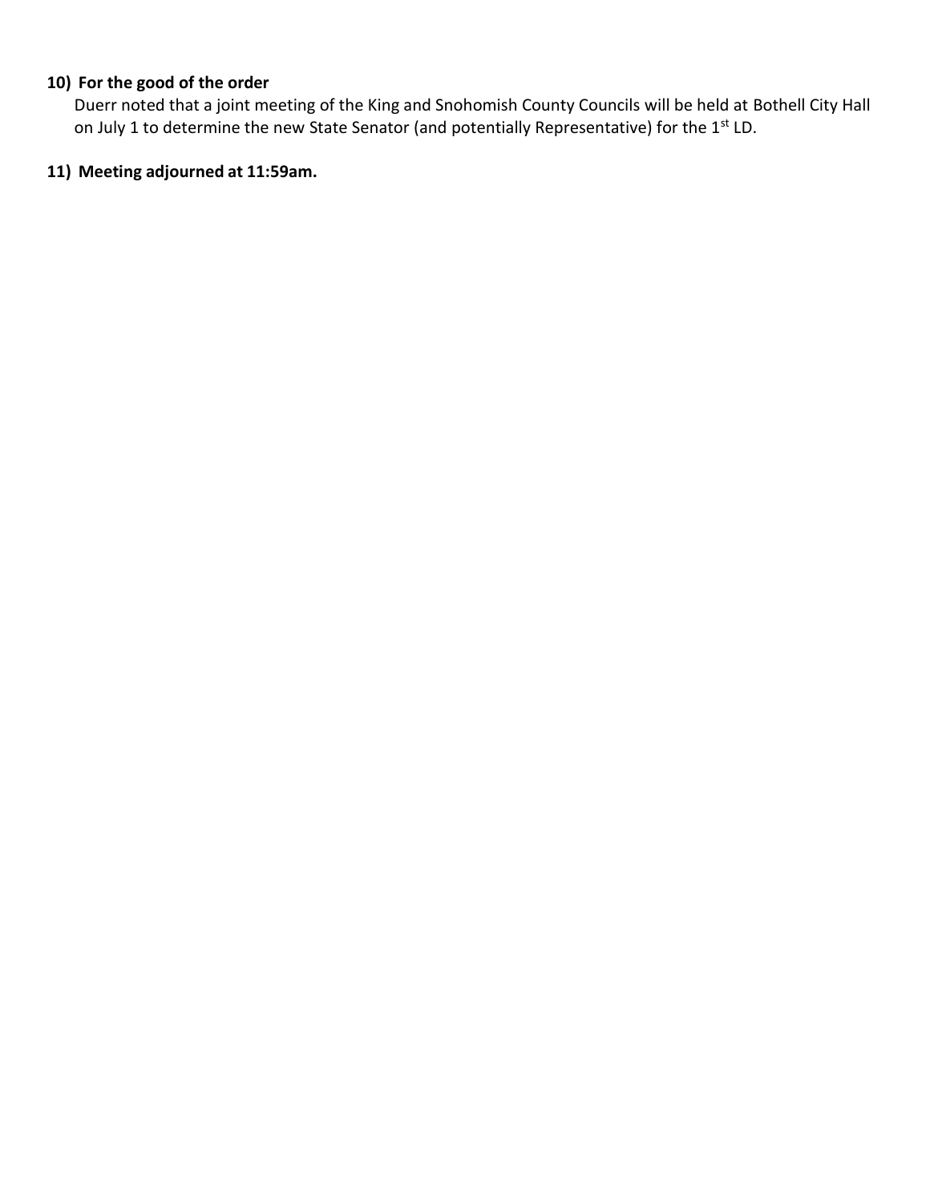**10) For the good of the order**

Duerr noted that a joint meeting of the King and Snohomish County Councils will be held at Bothell City Hall on July 1 to determine the new State Senator (and potentially Representative) for the 1st LD.

**11) Meeting adjourned at 11:59am.**